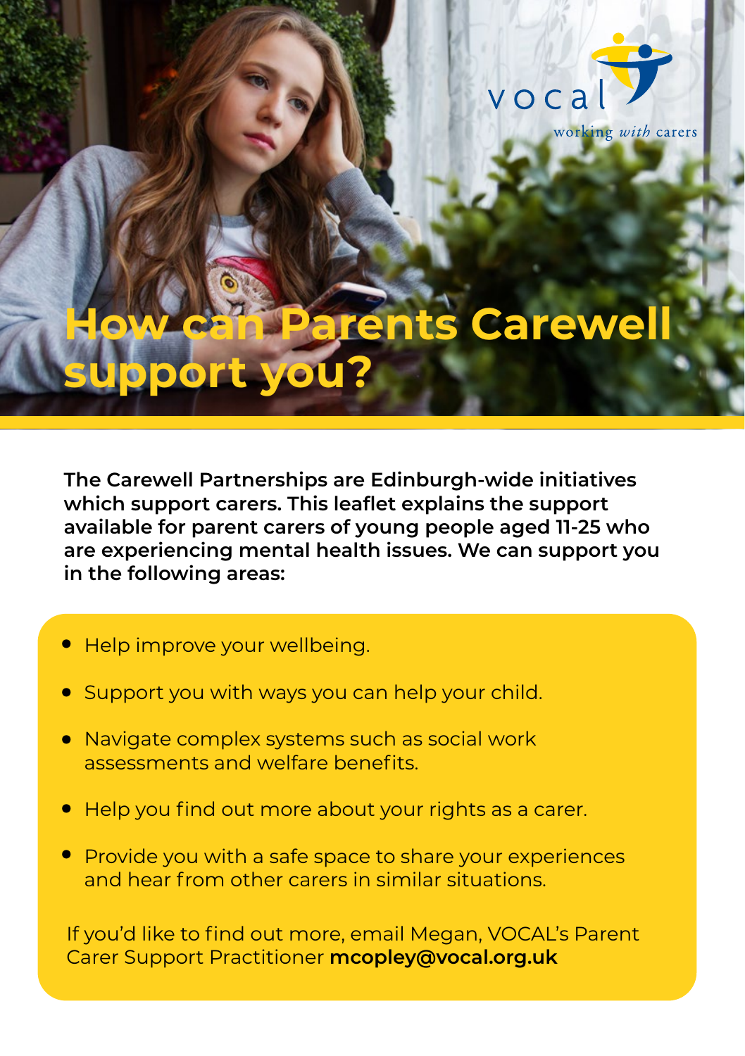vocal

working *with* carers

# How can Parents Carewell support you?

**The Carewell Partnerships are Edinburgh-wide initiatives which support carers. This leaflet explains the support available for parent carers of young people aged 11-25 who are experiencing mental health issues. We can support you in the following areas:**

- Help improve your wellbeing.
- Support you with ways you can help your child.
- Navigate complex systems such as social work assessments and welfare benefits.
- Help you find out more about your rights as a carer.
- Provide you with a safe space to share your experiences and hear from other carers in similar situations.

If you'd like to find out more, email Megan, VOCAL's Parent Carer Support Practitioner **mcopley@vocal.org.uk**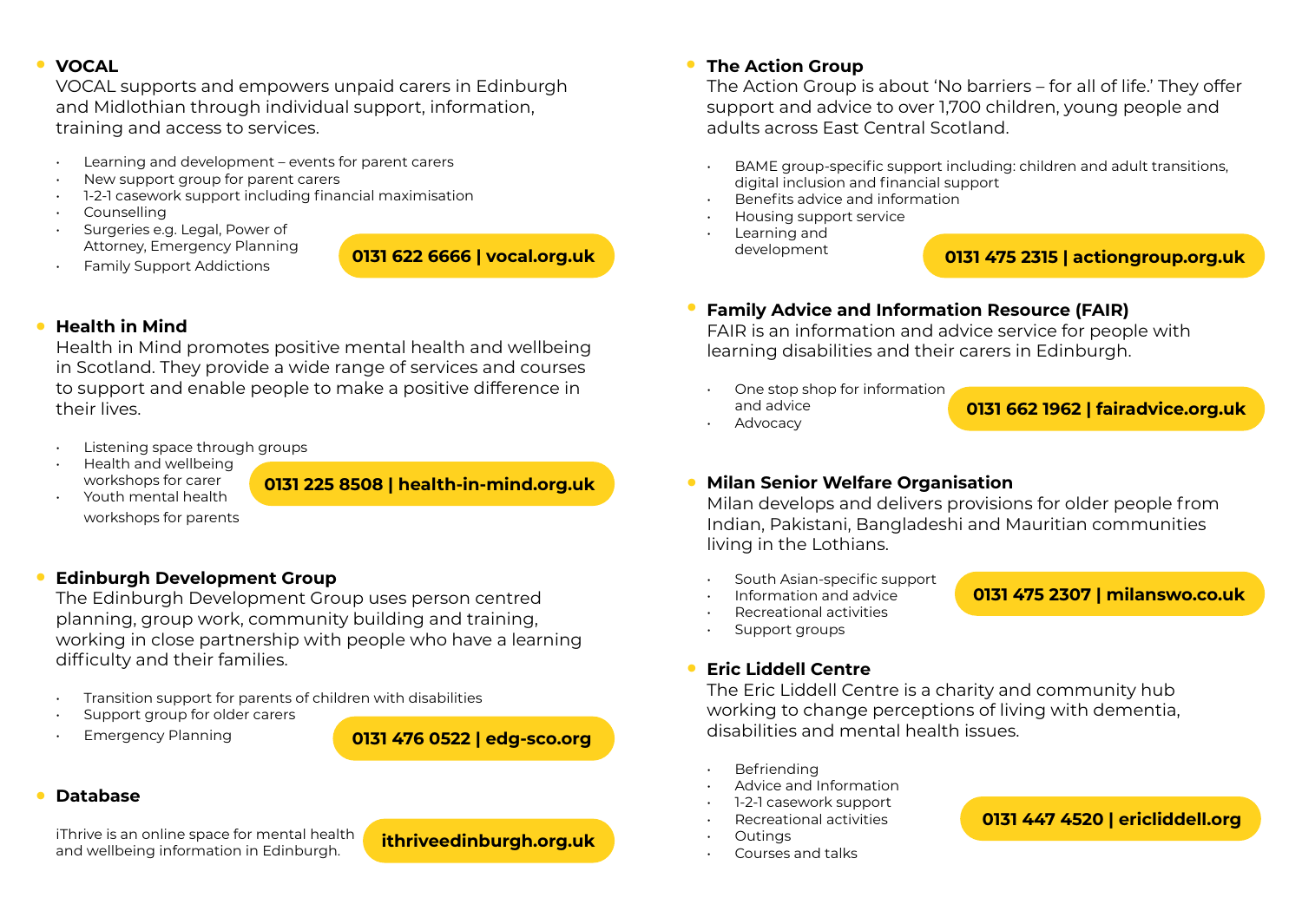## VOCAL

VOCAL supports and empowers unpaid carers in Edinburgh and Midlothian through individual support, information, training and access to services.

- Learning and development – events for parent carers
- New support group for parent carers
- 1-2-1 casework support including financial maximisation
- Counselling
- Surgeries e.g. Legal, Power of Attorney, Emergency Planning
- Family Support Addictions

**0131 622 6666 | vocal.org.uk**

## Health in Mind

Health in Mind promotes positive mental health and wellbeing in Scotland. They provide a wide range of services and courses to support and enable people to make a positive difference in their lives.

- Listening space through groups
- Health and wellbeing workshops for carer
- Youth mental health workshops for parents

**0131 225 8508 | health-in-mind.org.uk**

## Edinburgh Development Group

The Edinburgh Development Group uses person centred planning, group work, community building and training, working in close partnership with people who have a learning difficulty and their families.

- Transition support for parents of children with disabilities
- Support group for older carers
- Emergency Planning

**0131 476 0522 | edg-sco.org**

## Database

iThrive is an online space for mental health and wellbeing information in Edinburgh.

**ithriveedinburgh.org.uk**

## The Action Group

The Action Group is about 'No barriers – for all of life.' They offer support and advice to over 1,700 children, young people and adults across East Central Scotland.

- BAME group-specific support including: children and adult transitions, digital inclusion and financial support
- Benefits advice and information
- Housing support service
- Learning and development

**0131 475 2315 | actiongroup.org.uk**

## Family Advice and Information Resource (FAIR)

FAIR is an information and advice service for people with learning disabilities and their carers in Edinburgh.

- One stop shop for information and advice
- Advocacy

**0131 662 1962 | fairadvice.org.uk**

## Milan Senior Welfare Organisation

Milan develops and delivers provisions for older people from Indian, Pakistani, Bangladeshi and Mauritian communities living in the Lothians.

- South Asian-specific support
- Information and advice
- Recreational activities
- Support groups

**0131 475 2307 | milanswo.co.uk**

## Eric Liddell Centre

The Eric Liddell Centre is a charity and community hub working to change perceptions of living with dementia, disabilities and mental health issues.

- Befriending
- Advice and Information
- 1-2-1 casework support
- Recreational activities
- Outings
- Courses and talks

**0131 447 4520 | ericliddell.org**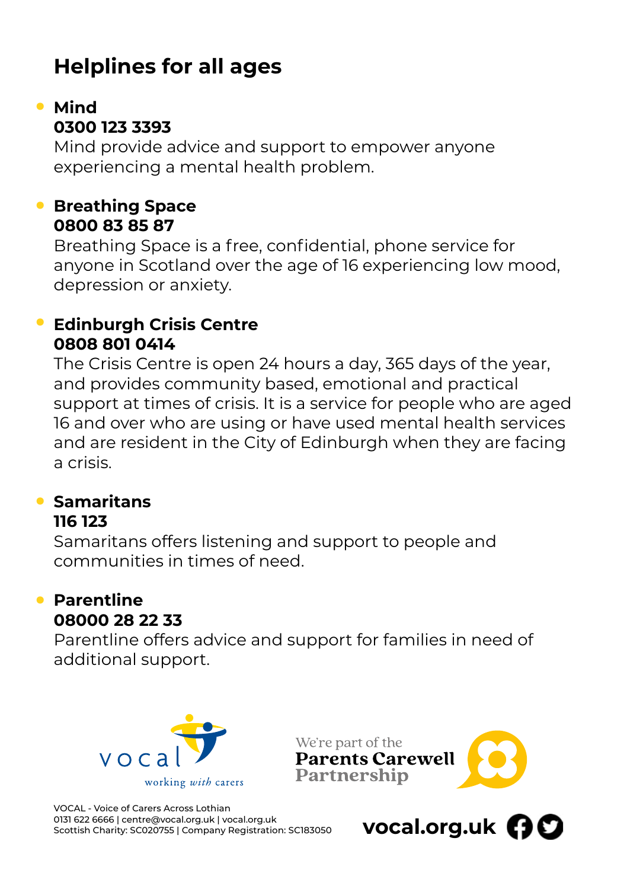# Helplines for all ages

- **Mind**
  **0300 123 3393**
  Mind provide advice and support to empower anyone experiencing a mental health problem.

- **Breathing Space**
  **0800 83 85 87**
  Breathing Space is a free, confidential, phone service for anyone in Scotland over the age of 16 experiencing low mood, depression or anxiety.

- **Edinburgh Crisis Centre**
  **0808 801 0414**
  The Crisis Centre is open 24 hours a day, 365 days of the year, and provides community based, emotional and practical support at times of crisis. It is a service for people who are aged 16 and over who are using or have used mental health services and are resident in the City of Edinburgh when they are facing a crisis.

- **Samaritans**
  **116 123**
  Samaritans offers listening and support to people and communities in times of need.

- **Parentline**
  **08000 28 22 33**
  Parentline offers advice and support for families in need of additional support.

vocal working *with* carers

We're part of the **Parents Carewell Partnership**

VOCAL - Voice of Carers Across Lothian
0131 622 6666 | centre@vocal.org.uk | vocal.org.uk
Scottish Charity: SC020755 | Company Registration: SC183050

**vocal.org.uk**